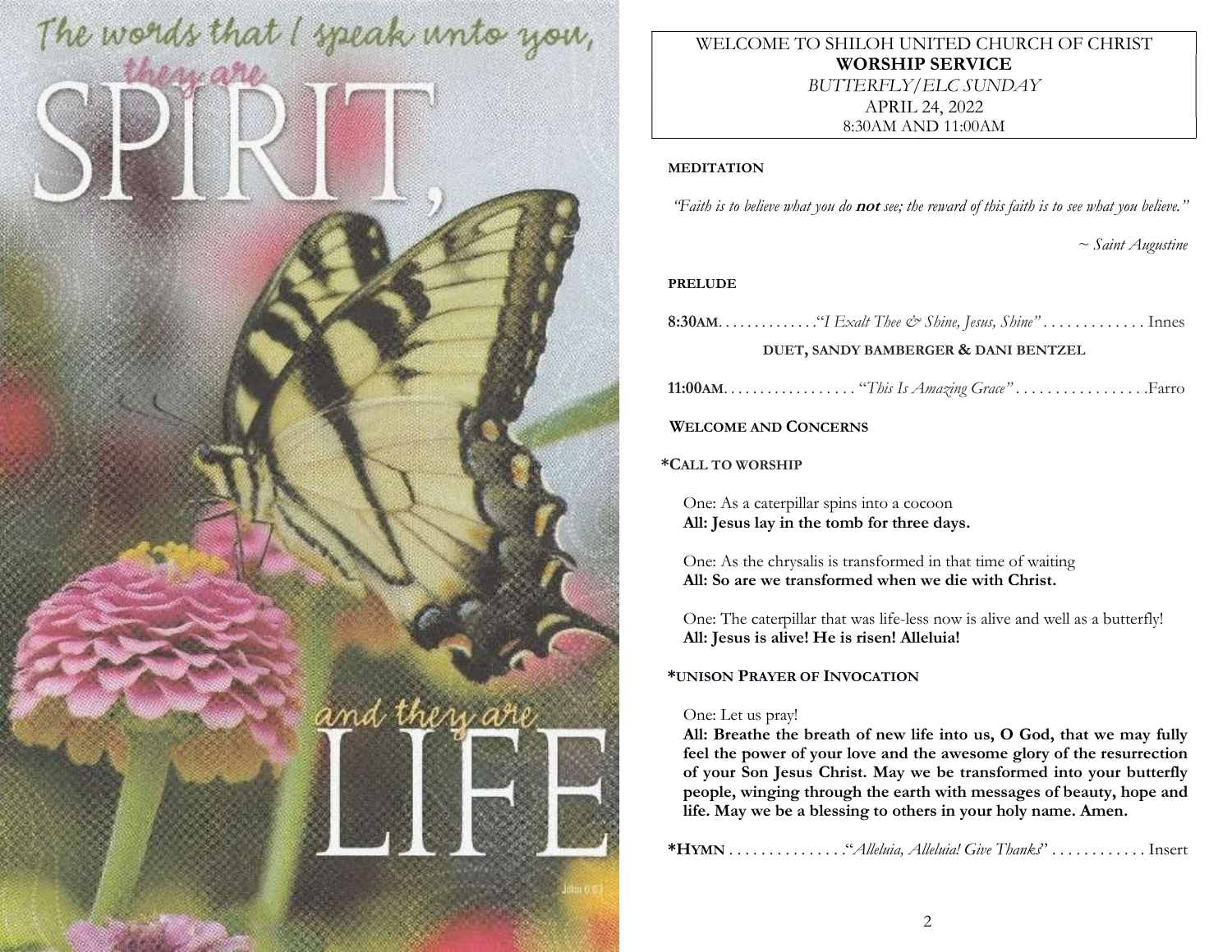The words that I speak unto you, they are

# SPIRIT,

and they are

# LIFE

John 6:63

WELCOME TO SHILOH UNITED CHURCH OF CHRIST
**WORSHIP SERVICE**
*BUTTERFLY/ELC SUNDAY*
APRIL 24, 2022
8:30AM AND 11:00AM

**MEDITATION**

*"Faith is to believe what you do **not** see; the reward of this faith is to see what you believe."*

*~ Saint Augustine*

**PRELUDE**

**8:30AM**. . . . . . . . . . . . ."*I Exalt Thee & Shine, Jesus, Shine"* . . . . . . . . . . . . . Innes

**DUET, SANDY BAMBERGER & DANI BENTZEL**

**11:00AM**. . . . . . . . . . . . . . . . . *"This Is Amazing Grace"* . . . . . . . . . . . . . . . . .Farro

**WELCOME AND CONCERNS**

**\*CALL TO WORSHIP**

One: As a caterpillar spins into a cocoon
**All: Jesus lay in the tomb for three days.**

One: As the chrysalis is transformed in that time of waiting
**All: So are we transformed when we die with Christ.**

One: The caterpillar that was life-less now is alive and well as a butterfly!
**All: Jesus is alive! He is risen! Alleluia!**

**\*UNISON PRAYER OF INVOCATION**

One: Let us pray!
**All: Breathe the breath of new life into us, O God, that we may fully feel the power of your love and the awesome glory of the resurrection of your Son Jesus Christ. May we be transformed into your butterfly people, winging through the earth with messages of beauty, hope and life. May we be a blessing to others in your holy name. Amen.**

**\*HYMN** . . . . . . . . . . . . . ."*Alleluia, Alleluia! Give Thanks*" . . . . . . . . . . . . Insert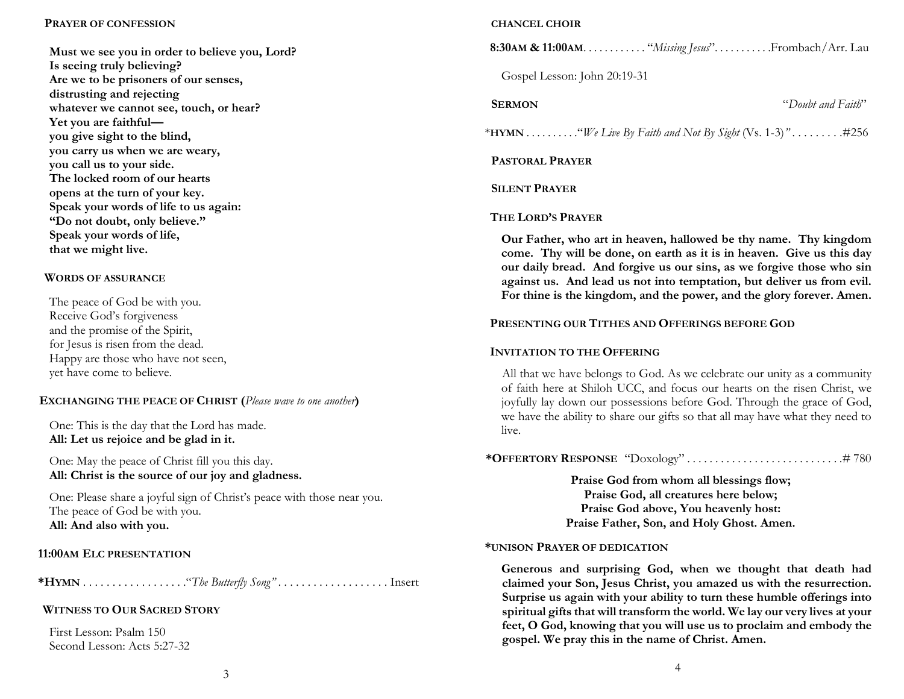## Prayer of Confession

**Must we see you in order to believe you, Lord?**
**Is seeing truly believing?**
**Are we to be prisoners of our senses,**
**distrusting and rejecting**
**whatever we cannot see, touch, or hear?**
**Yet you are faithful—**
**you give sight to the blind,**
**you carry us when we are weary,**
**you call us to your side.**
**The locked room of our hearts**
**opens at the turn of your key.**
**Speak your words of life to us again:**
**"Do not doubt, only believe."**
**Speak your words of life,**
**that we might live.**

## Words of Assurance

The peace of God be with you.
Receive God's forgiveness
and the promise of the Spirit,
for Jesus is risen from the dead.
Happy are those who have not seen,
yet have come to believe.

## Exchanging the Peace of Christ (*Please wave to one another*)

One: This is the day that the Lord has made.
**All: Let us rejoice and be glad in it.**

One: May the peace of Christ fill you this day.
**All: Christ is the source of our joy and gladness.**

One: Please share a joyful sign of Christ's peace with those near you.
The peace of God be with you.
**All: And also with you.**

## 11:00AM ELC Presentation

***Hymn** . . . . . . . . . . . . . . . . . ."*The Butterfly Song*" . . . . . . . . . . . . . . . . . . . Insert

## Witness to Our Sacred Story

First Lesson: Psalm 150
Second Lesson: Acts 5:27-32

## Chancel Choir

**8:30AM & 11:00AM**. . . . . . . . . . . "*Missing Jesus*". . . . . . . . . . .Frombach/Arr. Lau

Gospel Lesson: John 20:19-31

## Sermon

"*Doubt and Faith*"

***Hymn** . . . . . . . . . ."*We Live By Faith and Not By Sight* (Vs. 1-3)" . . . . . . . . .#256

## Pastoral Prayer

## Silent Prayer

## The Lord's Prayer

**Our Father, who art in heaven, hallowed be thy name. Thy kingdom come. Thy will be done, on earth as it is in heaven. Give us this day our daily bread. And forgive us our sins, as we forgive those who sin against us. And lead us not into temptation, but deliver us from evil. For thine is the kingdom, and the power, and the glory forever. Amen.**

## Presenting our Tithes and Offerings before God

## Invitation to the Offering

All that we have belongs to God. As we celebrate our unity as a community of faith here at Shiloh UCC, and focus our hearts on the risen Christ, we joyfully lay down our possessions before God. Through the grace of God, we have the ability to share our gifts so that all may have what they need to live.

***Offertory Response** "Doxology" . . . . . . . . . . . . . . . . . . . . . . . . . . .# 780

**Praise God from whom all blessings flow;**
**Praise God, all creatures here below;**
**Praise God above, You heavenly host:**
**Praise Father, Son, and Holy Ghost. Amen.**

## *Unison Prayer of Dedication

**Generous and surprising God, when we thought that death had claimed your Son, Jesus Christ, you amazed us with the resurrection. Surprise us again with your ability to turn these humble offerings into spiritual gifts that will transform the world. We lay our very lives at your feet, O God, knowing that you will use us to proclaim and embody the gospel. We pray this in the name of Christ. Amen.**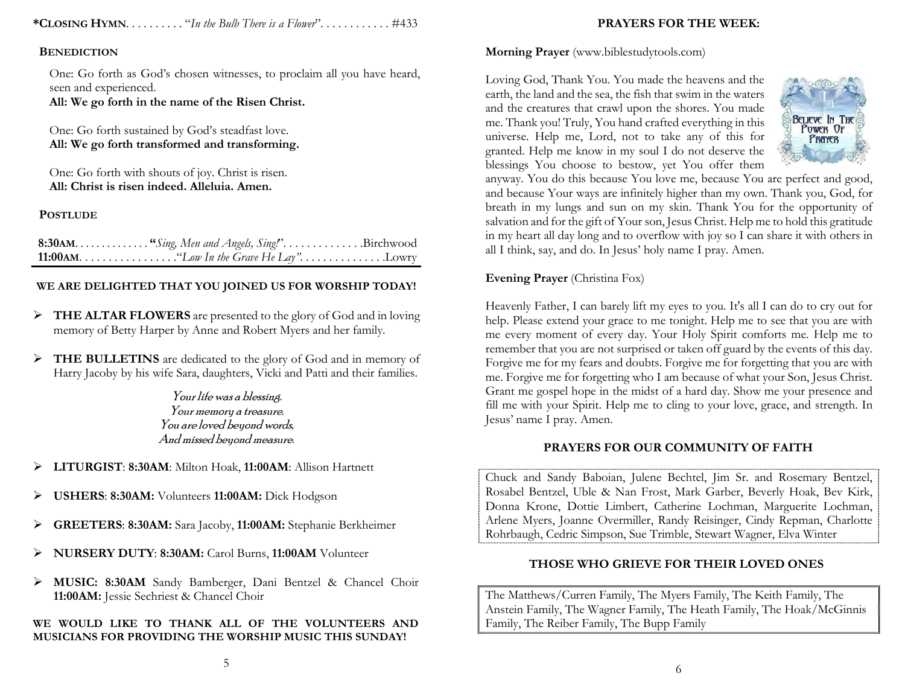***Closing Hymn**. . . . . . . . . . "*In the Bulb There is a Flower*". . . . . . . . . . . . #433

**Benediction**

One: Go forth as God's chosen witnesses, to proclaim all you have heard, seen and experienced.
**All: We go forth in the name of the Risen Christ.**

One: Go forth sustained by God's steadfast love.
**All: We go forth transformed and transforming.**

One: Go forth with shouts of joy. Christ is risen.
**All: Christ is risen indeed. Alleluia. Amen.**

**Postlude**

**8:30AM**. . . . . . . . . . . . . **"***Sing, Men and Angels, Sing!*". . . . . . . . . . . . . .Birchwood
**11:00AM**. . . . . . . . . . . . . . . . ."*Low In the Grave He Lay*". . . . . . . . . . . . . . .Lowry

**WE ARE DELIGHTED THAT YOU JOINED US FOR WORSHIP TODAY!**

- **THE ALTAR FLOWERS** are presented to the glory of God and in loving memory of Betty Harper by Anne and Robert Myers and her family.
- **THE BULLETINS** are dedicated to the glory of God and in memory of Harry Jacoby by his wife Sara, daughters, Vicki and Patti and their families.

*Your life was a blessing.*
*Your memory a treasure.*
*You are loved beyond words,*
*And missed beyond measure.*

- **LITURGIST**: **8:30AM**: Milton Hoak, **11:00AM**: Allison Hartnett
- **USHERS**: **8:30AM:** Volunteers **11:00AM:** Dick Hodgson
- **GREETERS**: **8:30AM:** Sara Jacoby, **11:00AM:** Stephanie Berkheimer
- **NURSERY DUTY**: **8:30AM:** Carol Burns, **11:00AM** Volunteer
- **MUSIC: 8:30AM** Sandy Bamberger, Dani Bentzel & Chancel Choir **11:00AM:** Jessie Sechriest & Chancel Choir

**WE WOULD LIKE TO THANK ALL OF THE VOLUNTEERS AND MUSICIANS FOR PROVIDING THE WORSHIP MUSIC THIS SUNDAY!**

## PRAYERS FOR THE WEEK:

**Morning Prayer** (www.biblestudytools.com)

Loving God, Thank You. You made the heavens and the earth, the land and the sea, the fish that swim in the waters and the creatures that crawl upon the shores. You made me. Thank you! Truly, You hand crafted everything in this universe. Help me, Lord, not to take any of this for granted. Help me know in my soul I do not deserve the blessings You choose to bestow, yet You offer them anyway. You do this because You love me, because You are perfect and good, and because Your ways are infinitely higher than my own. Thank you, God, for breath in my lungs and sun on my skin. Thank You for the opportunity of salvation and for the gift of Your son, Jesus Christ. Help me to hold this gratitude in my heart all day long and to overflow with joy so I can share it with others in all I think, say, and do. In Jesus' holy name I pray. Amen.

**Evening Prayer** (Christina Fox)

Heavenly Father, I can barely lift my eyes to you. It's all I can do to cry out for help. Please extend your grace to me tonight. Help me to see that you are with me every moment of every day. Your Holy Spirit comforts me. Help me to remember that you are not surprised or taken off guard by the events of this day. Forgive me for my fears and doubts. Forgive me for forgetting that you are with me. Forgive me for forgetting who I am because of what your Son, Jesus Christ. Grant me gospel hope in the midst of a hard day. Show me your presence and fill me with your Spirit. Help me to cling to your love, grace, and strength. In Jesus' name I pray. Amen.

## PRAYERS FOR OUR COMMUNITY OF FAITH

Chuck and Sandy Baboian, Julene Bechtel, Jim Sr. and Rosemary Bentzel, Rosabel Bentzel, Uble & Nan Frost, Mark Garber, Beverly Hoak, Bev Kirk, Donna Krone, Dottie Limbert, Catherine Lochman, Marguerite Lochman, Arlene Myers, Joanne Overmiller, Randy Reisinger, Cindy Repman, Charlotte Rohrbaugh, Cedric Simpson, Sue Trimble, Stewart Wagner, Elva Winter

## THOSE WHO GRIEVE FOR THEIR LOVED ONES

The Matthews/Curren Family, The Myers Family, The Keith Family, The Anstein Family, The Wagner Family, The Heath Family, The Hoak/McGinnis Family, The Reiber Family, The Bupp Family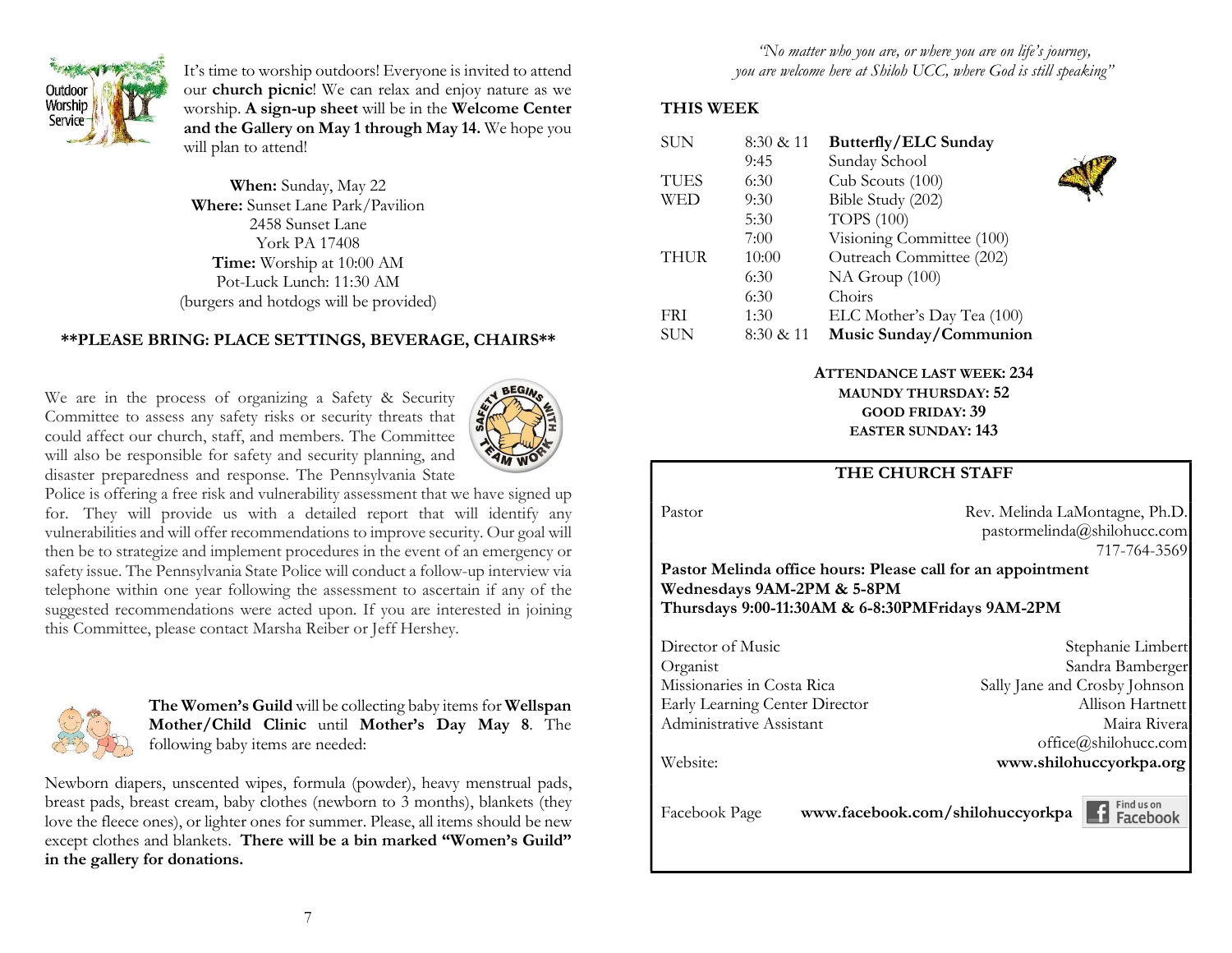It's time to worship outdoors! Everyone is invited to attend our **church picnic**! We can relax and enjoy nature as we worship. **A sign-up sheet** will be in the **Welcome Center and the Gallery on May 1 through May 14.** We hope you will plan to attend!

**When:** Sunday, May 22
**Where:** Sunset Lane Park/Pavilion
2458 Sunset Lane
York PA 17408
**Time:** Worship at 10:00 AM
Pot-Luck Lunch: 11:30 AM
(burgers and hotdogs will be provided)

**\*\*PLEASE BRING: PLACE SETTINGS, BEVERAGE, CHAIRS\*\***

We are in the process of organizing a Safety & Security Committee to assess any safety risks or security threats that could affect our church, staff, and members. The Committee will also be responsible for safety and security planning, and disaster preparedness and response. The Pennsylvania State Police is offering a free risk and vulnerability assessment that we have signed up for. They will provide us with a detailed report that will identify any vulnerabilities and will offer recommendations to improve security. Our goal will then be to strategize and implement procedures in the event of an emergency or safety issue. The Pennsylvania State Police will conduct a follow-up interview via telephone within one year following the assessment to ascertain if any of the suggested recommendations were acted upon. If you are interested in joining this Committee, please contact Marsha Reiber or Jeff Hershey.

**The Women's Guild** will be collecting baby items for **Wellspan Mother/Child Clinic** until **Mother's Day May 8**. The following baby items are needed:

Newborn diapers, unscented wipes, formula (powder), heavy menstrual pads, breast pads, breast cream, baby clothes (newborn to 3 months), blankets (they love the fleece ones), or lighter ones for summer. Please, all items should be new except clothes and blankets. **There will be a bin marked "Women's Guild" in the gallery for donations.**

*"No matter who you are, or where you are on life's journey, you are welcome here at Shiloh UCC, where God is still speaking"*

## THIS WEEK

| | | |
|---|---|---|
| SUN | 8:30 & 11 | **Butterfly/ELC Sunday** |
| | 9:45 | Sunday School |
| TUES | 6:30 | Cub Scouts (100) |
| WED | 9:30 | Bible Study (202) |
| | 5:30 | TOPS (100) |
| | 7:00 | Visioning Committee (100) |
| THUR | 10:00 | Outreach Committee (202) |
| | 6:30 | NA Group (100) |
| | 6:30 | Choirs |
| FRI | 1:30 | ELC Mother's Day Tea (100) |
| SUN | 8:30 & 11 | **Music Sunday/Communion** |

**ATTENDANCE LAST WEEK: 234**
**MAUNDY THURSDAY: 52**
**GOOD FRIDAY: 39**
**EASTER SUNDAY: 143**

## THE CHURCH STAFF

Pastor — Rev. Melinda LaMontagne, Ph.D.
pastormelinda@shilohucc.com
717-764-3569

**Pastor Melinda office hours: Please call for an appointment**
**Wednesdays 9AM-2PM & 5-8PM**
**Thursdays 9:00-11:30AM & 6-8:30PMFridays 9AM-2PM**

| | |
|---|---|
| Director of Music | Stephanie Limbert |
| Organist | Sandra Bamberger |
| Missionaries in Costa Rica | Sally Jane and Crosby Johnson |
| Early Learning Center Director | Allison Hartnett |
| Administrative Assistant | Maira Rivera |
| | office@shilohucc.com |
| Website: | **www.shilohuccyorkpa.org** |
| Facebook Page | **www.facebook.com/shilohuccyorkpa** |

Find us on Facebook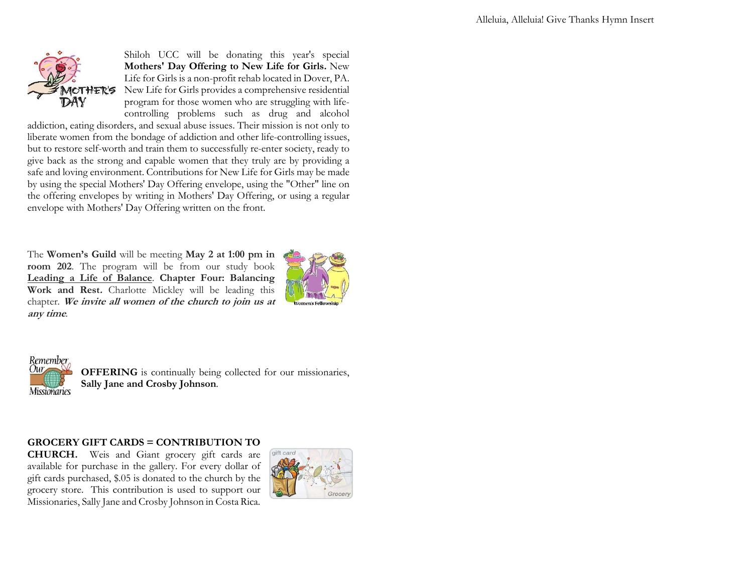Shiloh UCC will be donating this year's special **Mothers' Day Offering to New Life for Girls.** New Life for Girls is a non-profit rehab located in Dover, PA. New Life for Girls provides a comprehensive residential program for those women who are struggling with life-controlling problems such as drug and alcohol addiction, eating disorders, and sexual abuse issues. Their mission is not only to liberate women from the bondage of addiction and other life-controlling issues, but to restore self-worth and train them to successfully re-enter society, ready to give back as the strong and capable women that they truly are by providing a safe and loving environment. Contributions for New Life for Girls may be made by using the special Mothers' Day Offering envelope, using the "Other" line on the offering envelopes by writing in Mothers' Day Offering, or using a regular envelope with Mothers' Day Offering written on the front.

The **Women's Guild** will be meeting **May 2 at 1:00 pm in room 202**. The program will be from our study book **Leading a Life of Balance**. **Chapter Four: Balancing Work and Rest.** Charlotte Mickley will be leading this chapter. ***We invite all women of the church to join us at any time.***

**OFFERING** is continually being collected for our missionaries, **Sally Jane and Crosby Johnson**.

**GROCERY GIFT CARDS = CONTRIBUTION TO CHURCH.** Weis and Giant grocery gift cards are available for purchase in the gallery. For every dollar of gift cards purchased, $.05 is donated to the church by the grocery store. This contribution is used to support our Missionaries, Sally Jane and Crosby Johnson in Costa Rica.